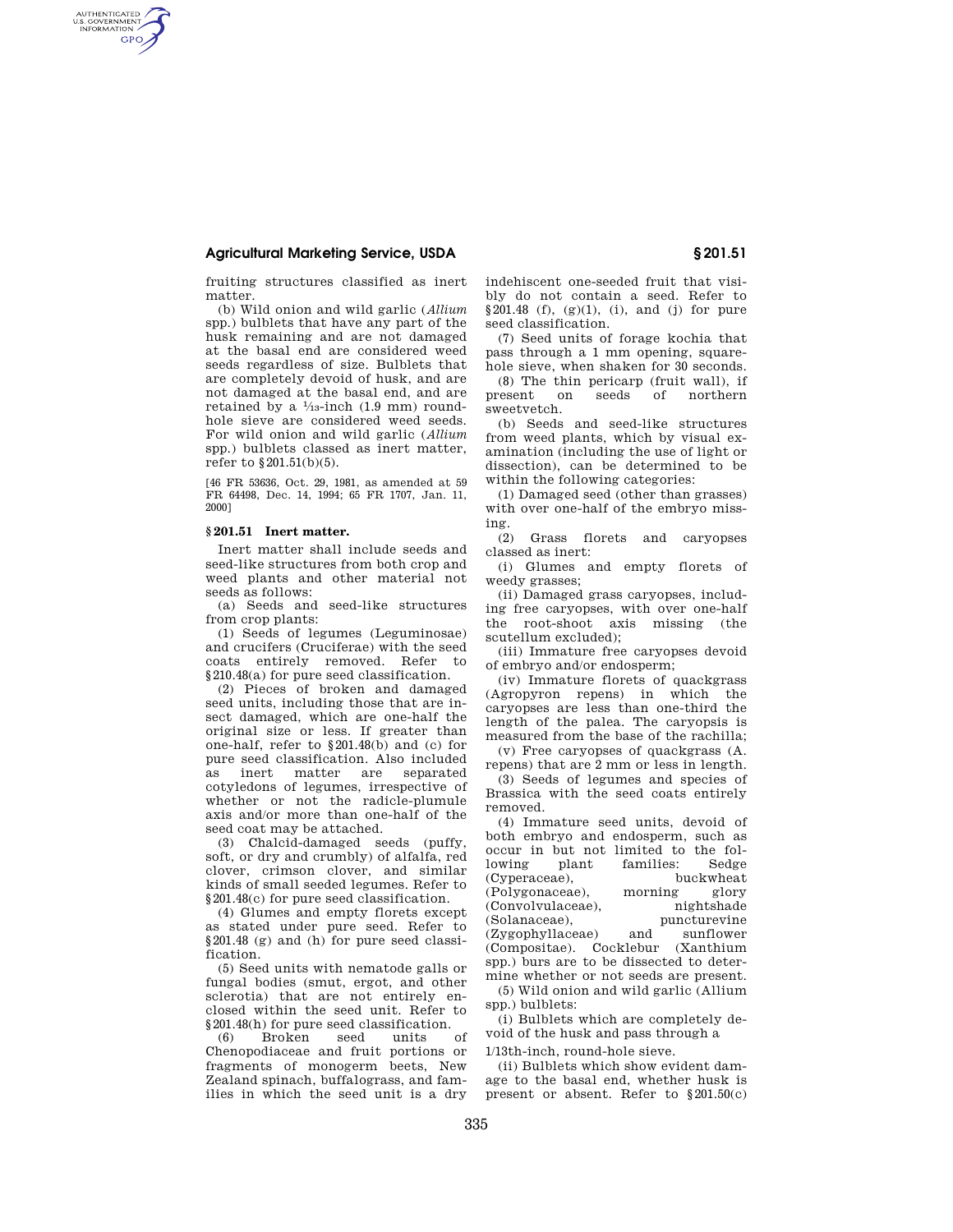fruiting structures classified as inert matter.

(b) Wild onion and wild garlic (*Allium* spp.) bulblets that have any part of the husk remaining and are not damaged at the basal end are considered weed seeds regardless of size. Bulblets that are completely devoid of husk, and are not damaged at the basal end, and are retained by a 1/13-inch (1.9 mm) round-hole sieve are considered weed seeds. For wild onion and wild garlic (*Allium* spp.) bulblets classed as inert matter, refer to §201.51(b)(5).

[46 FR 53636, Oct. 29, 1981, as amended at 59 FR 64498, Dec. 14, 1994; 65 FR 1707, Jan. 11, 2000]

## §201.51 Inert matter.

Inert matter shall include seeds and seed-like structures from both crop and weed plants and other material not seeds as follows:

(a) Seeds and seed-like structures from crop plants:

(1) Seeds of legumes (Leguminosae) and crucifers (Cruciferae) with the seed coats entirely removed. Refer to §210.48(a) for pure seed classification.

(2) Pieces of broken and damaged seed units, including those that are insect damaged, which are one-half the original size or less. If greater than one-half, refer to §201.48(b) and (c) for pure seed classification. Also included as inert matter are separated cotyledons of legumes, irrespective of whether or not the radicle-plumule axis and/or more than one-half of the seed coat may be attached.

(3) Chalcid-damaged seeds (puffy, soft, or dry and crumbly) of alfalfa, red clover, crimson clover, and similar kinds of small seeded legumes. Refer to §201.48(c) for pure seed classification.

(4) Glumes and empty florets except as stated under pure seed. Refer to §201.48 (g) and (h) for pure seed classification.

(5) Seed units with nematode galls or fungal bodies (smut, ergot, and other sclerotia) that are not entirely enclosed within the seed unit. Refer to §201.48(h) for pure seed classification.

(6) Broken seed units of Chenopodiaceae and fruit portions or fragments of monogerm beets, New Zealand spinach, buffalograss, and families in which the seed unit is a dry indehiscent one-seeded fruit that visibly do not contain a seed. Refer to §201.48 (f), (g)(1), (i), and (j) for pure seed classification.

(7) Seed units of forage kochia that pass through a 1 mm opening, square-hole sieve, when shaken for 30 seconds.

(8) The thin pericarp (fruit wall), if present on seeds of northern sweetvetch.

(b) Seeds and seed-like structures from weed plants, which by visual examination (including the use of light or dissection), can be determined to be within the following categories:

(1) Damaged seed (other than grasses) with over one-half of the embryo missing.

(2) Grass florets and caryopses classed as inert:

(i) Glumes and empty florets of weedy grasses;

(ii) Damaged grass caryopses, including free caryopses, with over one-half the root-shoot axis missing (the scutellum excluded);

(iii) Immature free caryopses devoid of embryo and/or endosperm;

(iv) Immature florets of quackgrass (Agropyron repens) in which the caryopses are less than one-third the length of the palea. The caryopsis is measured from the base of the rachilla;

(v) Free caryopses of quackgrass (A. repens) that are 2 mm or less in length.

(3) Seeds of legumes and species of Brassica with the seed coats entirely removed.

(4) Immature seed units, devoid of both embryo and endosperm, such as occur in but not limited to the following plant families: Sedge (Cyperaceae), buckwheat (Polygonaceae), morning glory (Convolvulaceae), nightshade (Solanaceae), puncturevine (Zygophyllaceae) and sunflower (Compositae). Cocklebur (Xanthium spp.) burs are to be dissected to determine whether or not seeds are present.

(5) Wild onion and wild garlic (Allium spp.) bulblets:

(i) Bulblets which are completely devoid of the husk and pass through a 1/13th-inch, round-hole sieve.

(ii) Bulblets which show evident damage to the basal end, whether husk is present or absent. Refer to §201.50(c)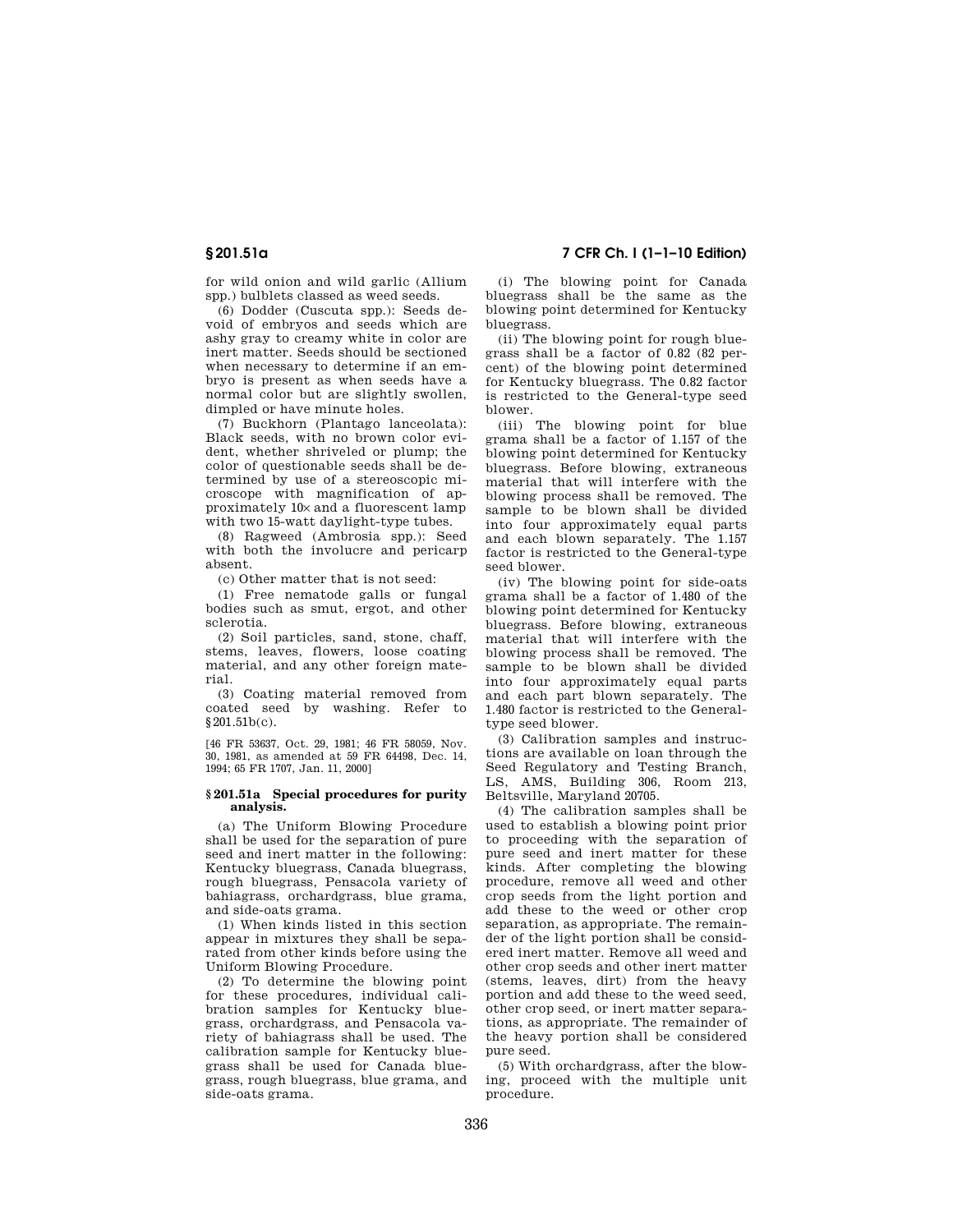for wild onion and wild garlic (Allium spp.) bulblets classed as weed seeds.

(6) Dodder (Cuscuta spp.): Seeds devoid of embryos and seeds which are ashy gray to creamy white in color are inert matter. Seeds should be sectioned when necessary to determine if an embryo is present as when seeds have a normal color but are slightly swollen, dimpled or have minute holes.

(7) Buckhorn (Plantago lanceolata): Black seeds, with no brown color evident, whether shriveled or plump; the color of questionable seeds shall be determined by use of a stereoscopic microscope with magnification of approximately 10× and a fluorescent lamp with two 15-watt daylight-type tubes.

(8) Ragweed (Ambrosia spp.): Seed with both the involucre and pericarp absent.

(c) Other matter that is not seed:

(1) Free nematode galls or fungal bodies such as smut, ergot, and other sclerotia.

(2) Soil particles, sand, stone, chaff, stems, leaves, flowers, loose coating material, and any other foreign material.

(3) Coating material removed from coated seed by washing. Refer to §201.51b(c).

[46 FR 53637, Oct. 29, 1981; 46 FR 58059, Nov. 30, 1981, as amended at 59 FR 64498, Dec. 14, 1994; 65 FR 1707, Jan. 11, 2000]

### §201.51a Special procedures for purity analysis.

(a) The Uniform Blowing Procedure shall be used for the separation of pure seed and inert matter in the following: Kentucky bluegrass, Canada bluegrass, rough bluegrass, Pensacola variety of bahiagrass, orchardgrass, blue grama, and side-oats grama.

(1) When kinds listed in this section appear in mixtures they shall be separated from other kinds before using the Uniform Blowing Procedure.

(2) To determine the blowing point for these procedures, individual calibration samples for Kentucky bluegrass, orchardgrass, and Pensacola variety of bahiagrass shall be used. The calibration sample for Kentucky bluegrass shall be used for Canada bluegrass, rough bluegrass, blue grama, and side-oats grama.

(i) The blowing point for Canada bluegrass shall be the same as the blowing point determined for Kentucky bluegrass.

(ii) The blowing point for rough bluegrass shall be a factor of 0.82 (82 percent) of the blowing point determined for Kentucky bluegrass. The 0.82 factor is restricted to the General-type seed blower.

(iii) The blowing point for blue grama shall be a factor of 1.157 of the blowing point determined for Kentucky bluegrass. Before blowing, extraneous material that will interfere with the blowing process shall be removed. The sample to be blown shall be divided into four approximately equal parts and each blown separately. The 1.157 factor is restricted to the General-type seed blower.

(iv) The blowing point for side-oats grama shall be a factor of 1.480 of the blowing point determined for Kentucky bluegrass. Before blowing, extraneous material that will interfere with the blowing process shall be removed. The sample to be blown shall be divided into four approximately equal parts and each part blown separately. The 1.480 factor is restricted to the General-type seed blower.

(3) Calibration samples and instructions are available on loan through the Seed Regulatory and Testing Branch, LS, AMS, Building 306, Room 213, Beltsville, Maryland 20705.

(4) The calibration samples shall be used to establish a blowing point prior to proceeding with the separation of pure seed and inert matter for these kinds. After completing the blowing procedure, remove all weed and other crop seeds from the light portion and add these to the weed or other crop separation, as appropriate. The remainder of the light portion shall be considered inert matter. Remove all weed and other crop seeds and other inert matter (stems, leaves, dirt) from the heavy portion and add these to the weed seed, other crop seed, or inert matter separations, as appropriate. The remainder of the heavy portion shall be considered pure seed.

(5) With orchardgrass, after the blowing, proceed with the multiple unit procedure.